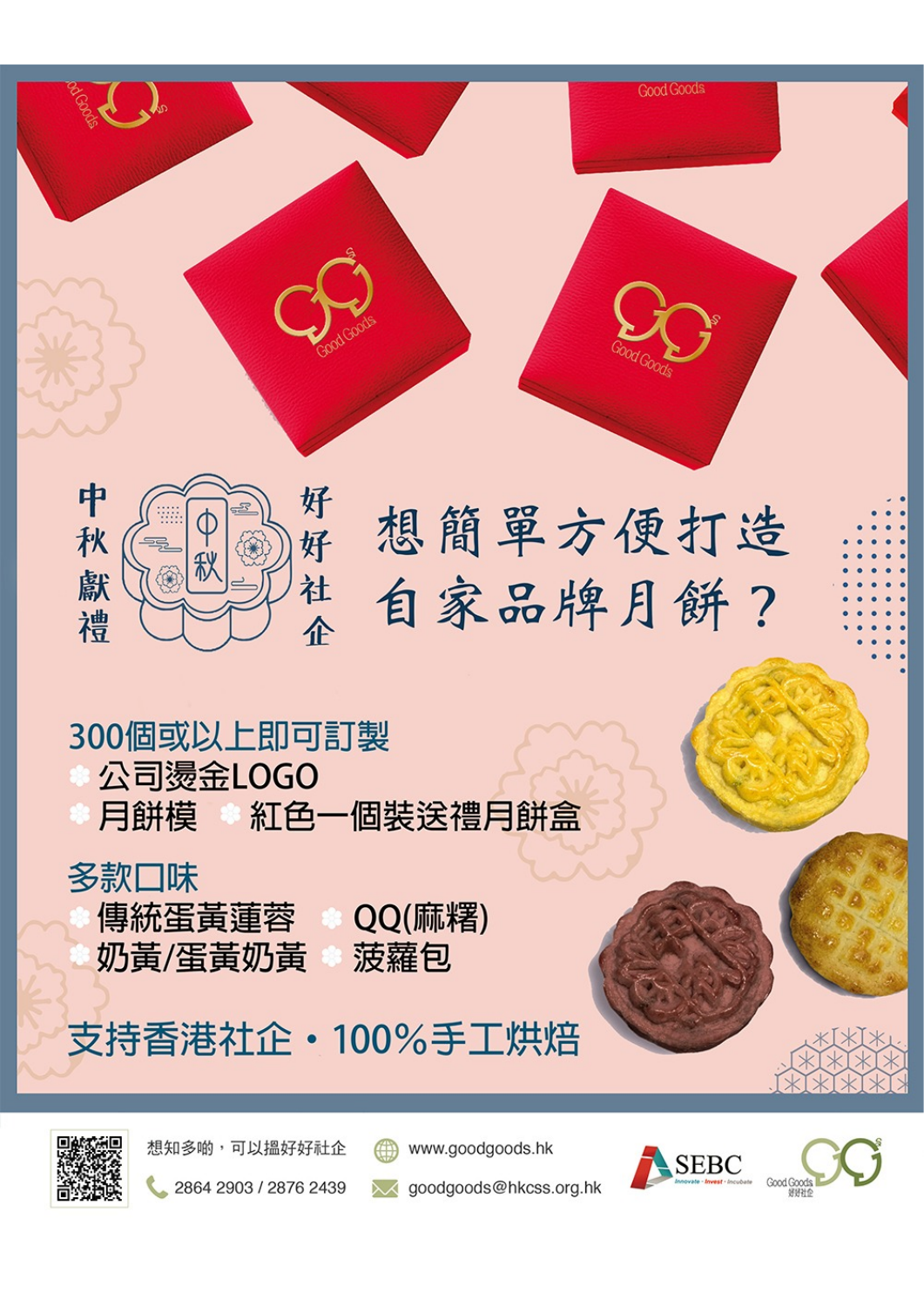中秋獻禮 好好社企

# 想簡單方便打造自家品牌月餅？

## 300個或以上即可訂製

- 公司燙金LOGO
- 月餅模
- 紅色一個裝送禮月餅盒

## 多款口味

- 傳統蛋黃蓮蓉
- QQ(麻糬)
- 奶黃/蛋黃奶黃
- 菠蘿包

## 支持香港社企・100%手工烘焙

想知多啲，可以搵好好社企

www.goodgoods.hk

2864 2903 / 2876 2439

goodgoods@hkcss.org.hk

SEBC Innovate · Invest · Incubate

Good Goods 好好社企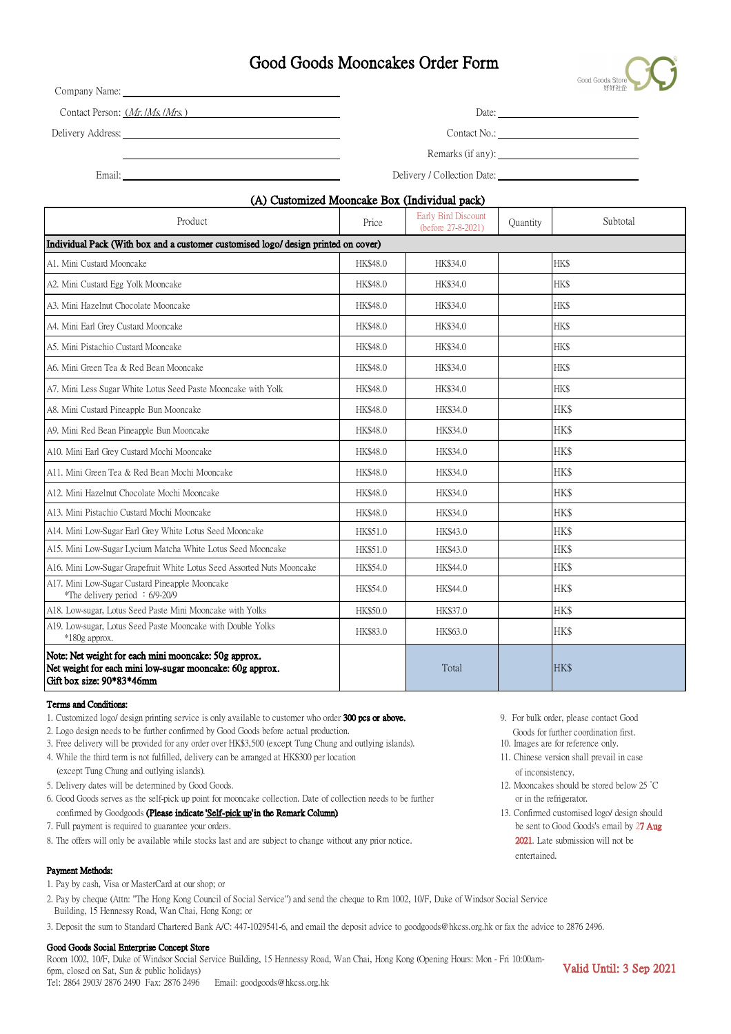# Good Goods Mooncakes Order Form

Good Goods Store 好好社企

Company Name: ______________________

Contact Person: (Mr. /Ms. /Mrs. ) ______________________

Date: ______________________

Delivery Address: ______________________

Contact No.: ______________________

Remarks (if any): ______________________

Email: ______________________

Delivery / Collection Date: ______________________

## (A) Customized Mooncake Box (Individual pack)

| Product | Price | Early Bird Discount (before 27-8-2021) | Quantity | Subtotal |
|---|---|---|---|---|
| **Individual Pack (With box and a customer customised logo/ design printed on cover)** | | | | |
| A1. Mini Custard Mooncake | HK$48.0 | HK$34.0 | | HK$ |
| A2. Mini Custard Egg Yolk Mooncake | HK$48.0 | HK$34.0 | | HK$ |
| A3. Mini Hazelnut Chocolate Mooncake | HK$48.0 | HK$34.0 | | HK$ |
| A4. Mini Earl Grey Custard Mooncake | HK$48.0 | HK$34.0 | | HK$ |
| A5. Mini Pistachio Custard Mooncake | HK$48.0 | HK$34.0 | | HK$ |
| A6. Mini Green Tea & Red Bean Mooncake | HK$48.0 | HK$34.0 | | HK$ |
| A7. Mini Less Sugar White Lotus Seed Paste Mooncake with Yolk | HK$48.0 | HK$34.0 | | HK$ |
| A8. Mini Custard Pineapple Bun Mooncake | HK$48.0 | HK$34.0 | | HK$ |
| A9. Mini Red Bean Pineapple Bun Mooncake | HK$48.0 | HK$34.0 | | HK$ |
| A10. Mini Earl Grey Custard Mochi Mooncake | HK$48.0 | HK$34.0 | | HK$ |
| A11. Mini Green Tea & Red Bean Mochi Mooncake | HK$48.0 | HK$34.0 | | HK$ |
| A12. Mini Hazelnut Chocolate Mochi Mooncake | HK$48.0 | HK$34.0 | | HK$ |
| A13. Mini Pistachio Custard Mochi Mooncake | HK$48.0 | HK$34.0 | | HK$ |
| A14. Mini Low-Sugar Earl Grey White Lotus Seed Mooncake | HK$51.0 | HK$43.0 | | HK$ |
| A15. Mini Low-Sugar Lycium Matcha White Lotus Seed Mooncake | HK$51.0 | HK$43.0 | | HK$ |
| A16. Mini Low-Sugar Grapefruit White Lotus Seed Assorted Nuts Mooncake | HK$54.0 | HK$44.0 | | HK$ |
| A17. Mini Low-Sugar Custard Pineapple Mooncake *The delivery period ：6/9-20/9 | HK$54.0 | HK$44.0 | | HK$ |
| A18. Low-sugar, Lotus Seed Paste Mini Mooncake with Yolks | HK$50.0 | HK$37.0 | | HK$ |
| A19. Low-sugar, Lotus Seed Paste Mooncake with Double Yolks *180g approx. | HK$83.0 | HK$63.0 | | HK$ |
| **Note: Net weight for each mini mooncake: 50g approx. Net weight for each mini low-sugar mooncake: 60g approx. Gift box size: 90*83*46mm** | | Total | | HK$ |

**Terms and Conditions:**

1. Customized logo/ design printing service is only available to customer who order **300 pcs or above.**
2. Logo design needs to be further confirmed by Good Goods before actual production.
3. Free delivery will be provided for any order over HK$3,500 (except Tung Chung and outlying islands).
4. While the third term is not fulfilled, delivery can be arranged at HK$300 per location (except Tung Chung and outlying islands).
5. Delivery dates will be determined by Good Goods.
6. Good Goods serves as the self-pick up point for mooncake collection. Date of collection needs to be further confirmed by Goodgoods **(Please indicate 'Self-pick up' in the Remark Column)**
7. Full payment is required to guarantee your orders.
8. The offers will only be available while stocks last and are subject to change without any prior notice.
9. For bulk order, please contact Good Goods for further coordination first.
10. Images are for reference only.
11. Chinese version shall prevail in case of inconsistency.
12. Mooncakes should be stored below 25 °C or in the refrigerator.
13. Confirmed customised logo/ design should be sent to Good Goods's email by **27 Aug 2021**. Late submission will not be entertained.

**Payment Methods:**

1. Pay by cash, Visa or MasterCard at our shop; or
2. Pay by cheque (Attn: "The Hong Kong Council of Social Service") and send the cheque to Rm 1002, 10/F, Duke of Windsor Social Service Building, 15 Hennessy Road, Wan Chai, Hong Kong; or
3. Deposit the sum to Standard Chartered Bank A/C: 447-1029541-6, and email the deposit advice to goodgoods@hkcss.org.hk or fax the advice to 2876 2496.

**Good Goods Social Enterprise Concept Store**

Room 1002, 10/F, Duke of Windsor Social Service Building, 15 Hennessy Road, Wan Chai, Hong Kong (Opening Hours: Mon - Fri 10:00am-6pm, closed on Sat, Sun & public holidays)

Tel: 2864 2903/ 2876 2490 Fax: 2876 2496 Email: goodgoods@hkcss.org.hk

**Valid Until: 3 Sep 2021**